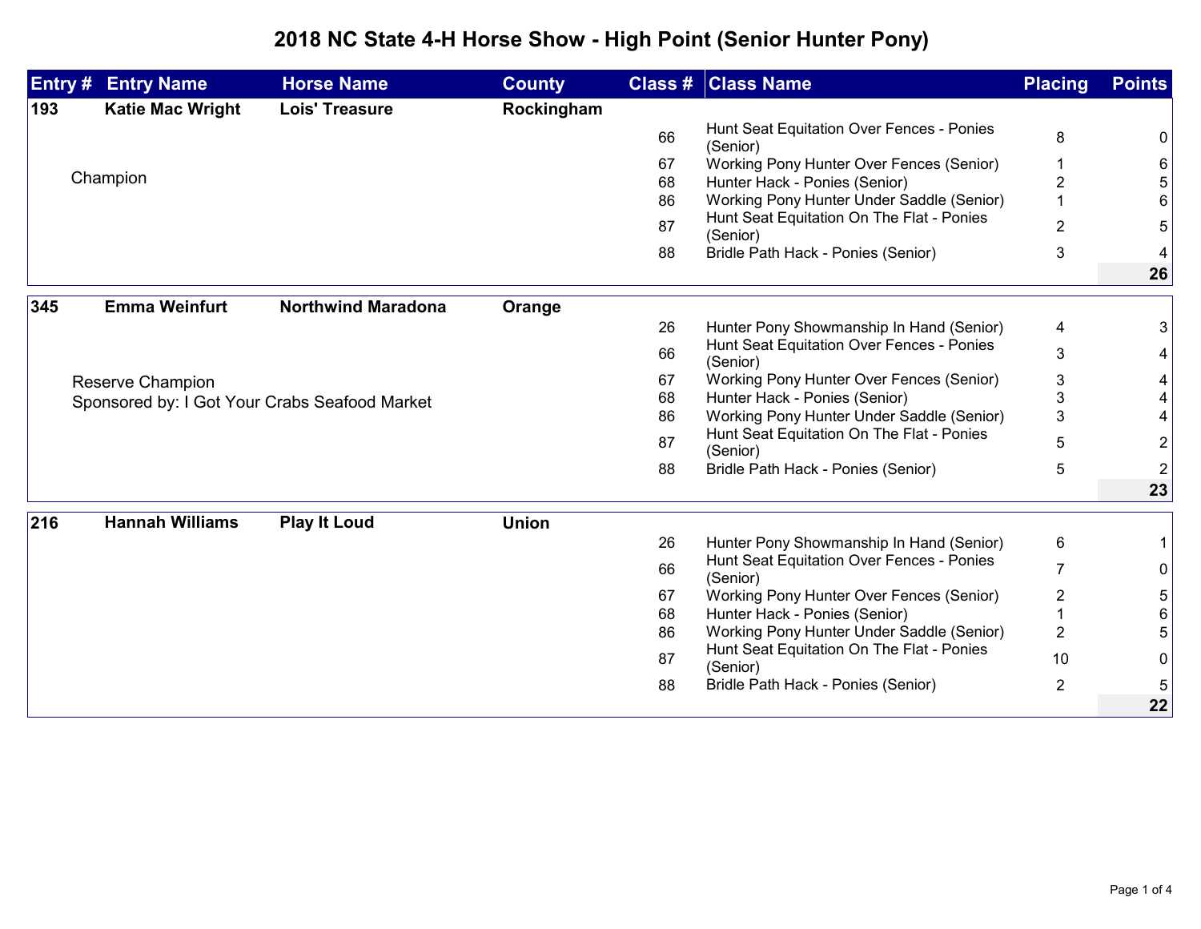# 2018 NC State 4-H Horse Show - High Point (Senior Hunter Pony)

| Entry # | Entry Name | Horse Name | County | Class # | Class Name | Placing | Points |
|---|---|---|---|---|---|---|---|
| **193** | **Katie Mac Wright** | **Lois' Treasure** | **Rockingham** | | | | |
| | | | | 66 | Hunt Seat Equitation Over Fences - Ponies (Senior) | 8 | 0 |
| | Champion | | | 67 | Working Pony Hunter Over Fences (Senior) | 1 | 6 |
| | | | | 68 | Hunter Hack - Ponies (Senior) | 2 | 5 |
| | | | | 86 | Working Pony Hunter Under Saddle (Senior) | 1 | 6 |
| | | | | 87 | Hunt Seat Equitation On The Flat - Ponies (Senior) | 2 | 5 |
| | | | | 88 | Bridle Path Hack - Ponies (Senior) | 3 | 4 |
| | | | | | | | **26** |
| **345** | **Emma Weinfurt** | **Northwind Maradona** | **Orange** | | | | |
| | | | | 26 | Hunter Pony Showmanship In Hand (Senior) | 4 | 3 |
| | | | | 66 | Hunt Seat Equitation Over Fences - Ponies (Senior) | 3 | 4 |
| | Reserve Champion | | | 67 | Working Pony Hunter Over Fences (Senior) | 3 | 4 |
| | Sponsored by: I Got Your Crabs Seafood Market | | | 68 | Hunter Hack - Ponies (Senior) | 3 | 4 |
| | | | | 86 | Working Pony Hunter Under Saddle (Senior) | 3 | 4 |
| | | | | 87 | Hunt Seat Equitation On The Flat - Ponies (Senior) | 5 | 2 |
| | | | | 88 | Bridle Path Hack - Ponies (Senior) | 5 | 2 |
| | | | | | | | **23** |
| **216** | **Hannah Williams** | **Play It Loud** | **Union** | | | | |
| | | | | 26 | Hunter Pony Showmanship In Hand (Senior) | 6 | 1 |
| | | | | 66 | Hunt Seat Equitation Over Fences - Ponies (Senior) | 7 | 0 |
| | | | | 67 | Working Pony Hunter Over Fences (Senior) | 2 | 5 |
| | | | | 68 | Hunter Hack - Ponies (Senior) | 1 | 6 |
| | | | | 86 | Working Pony Hunter Under Saddle (Senior) | 2 | 5 |
| | | | | 87 | Hunt Seat Equitation On The Flat - Ponies (Senior) | 10 | 0 |
| | | | | 88 | Bridle Path Hack - Ponies (Senior) | 2 | 5 |
| | | | | | | | **22** |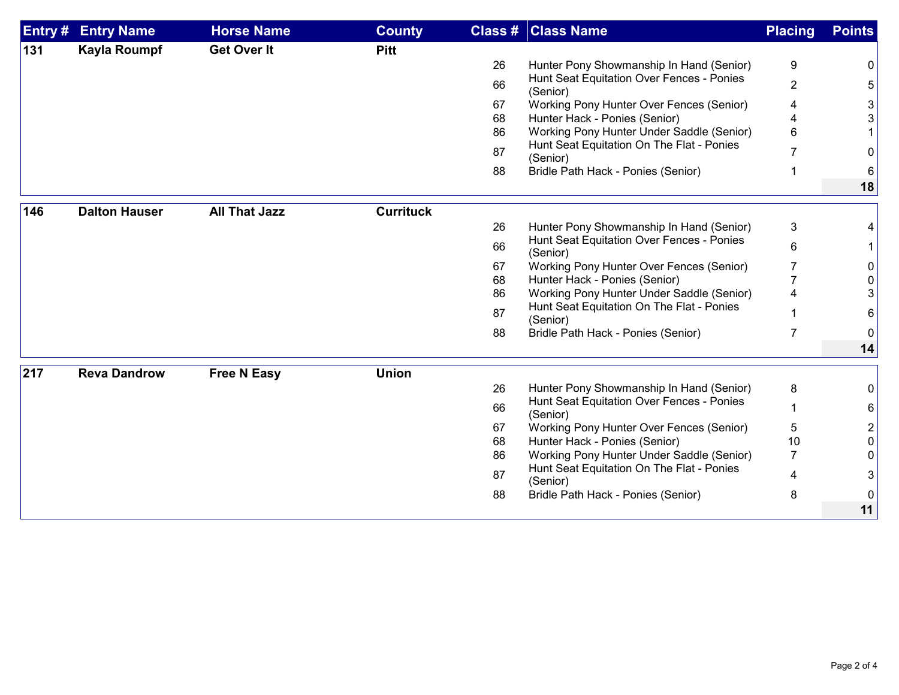| Entry # | Entry Name | Horse Name | County | Class # | Class Name | Placing | Points |
|---|---|---|---|---|---|---|---|
| 131 | Kayla Roumpf | Get Over It | Pitt | | | | |
| | | | | 26 | Hunter Pony Showmanship In Hand (Senior) | 9 | 0 |
| | | | | 66 | Hunt Seat Equitation Over Fences - Ponies (Senior) | 2 | 5 |
| | | | | 67 | Working Pony Hunter Over Fences (Senior) | 4 | 3 |
| | | | | 68 | Hunter Hack - Ponies (Senior) | 4 | 3 |
| | | | | 86 | Working Pony Hunter Under Saddle (Senior) | 6 | 1 |
| | | | | 87 | Hunt Seat Equitation On The Flat - Ponies (Senior) | 7 | 0 |
| | | | | 88 | Bridle Path Hack - Ponies (Senior) | 1 | 6 |
| | | | | | | | **18** |
| 146 | Dalton Hauser | All That Jazz | Currituck | | | | |
| | | | | 26 | Hunter Pony Showmanship In Hand (Senior) | 3 | 4 |
| | | | | 66 | Hunt Seat Equitation Over Fences - Ponies (Senior) | 6 | 1 |
| | | | | 67 | Working Pony Hunter Over Fences (Senior) | 7 | 0 |
| | | | | 68 | Hunter Hack - Ponies (Senior) | 7 | 0 |
| | | | | 86 | Working Pony Hunter Under Saddle (Senior) | 4 | 3 |
| | | | | 87 | Hunt Seat Equitation On The Flat - Ponies (Senior) | 1 | 6 |
| | | | | 88 | Bridle Path Hack - Ponies (Senior) | 7 | 0 |
| | | | | | | | **14** |
| 217 | Reva Dandrow | Free N Easy | Union | | | | |
| | | | | 26 | Hunter Pony Showmanship In Hand (Senior) | 8 | 0 |
| | | | | 66 | Hunt Seat Equitation Over Fences - Ponies (Senior) | 1 | 6 |
| | | | | 67 | Working Pony Hunter Over Fences (Senior) | 5 | 2 |
| | | | | 68 | Hunter Hack - Ponies (Senior) | 10 | 0 |
| | | | | 86 | Working Pony Hunter Under Saddle (Senior) | 7 | 0 |
| | | | | 87 | Hunt Seat Equitation On The Flat - Ponies (Senior) | 4 | 3 |
| | | | | 88 | Bridle Path Hack - Ponies (Senior) | 8 | 0 |
| | | | | | | | **11** |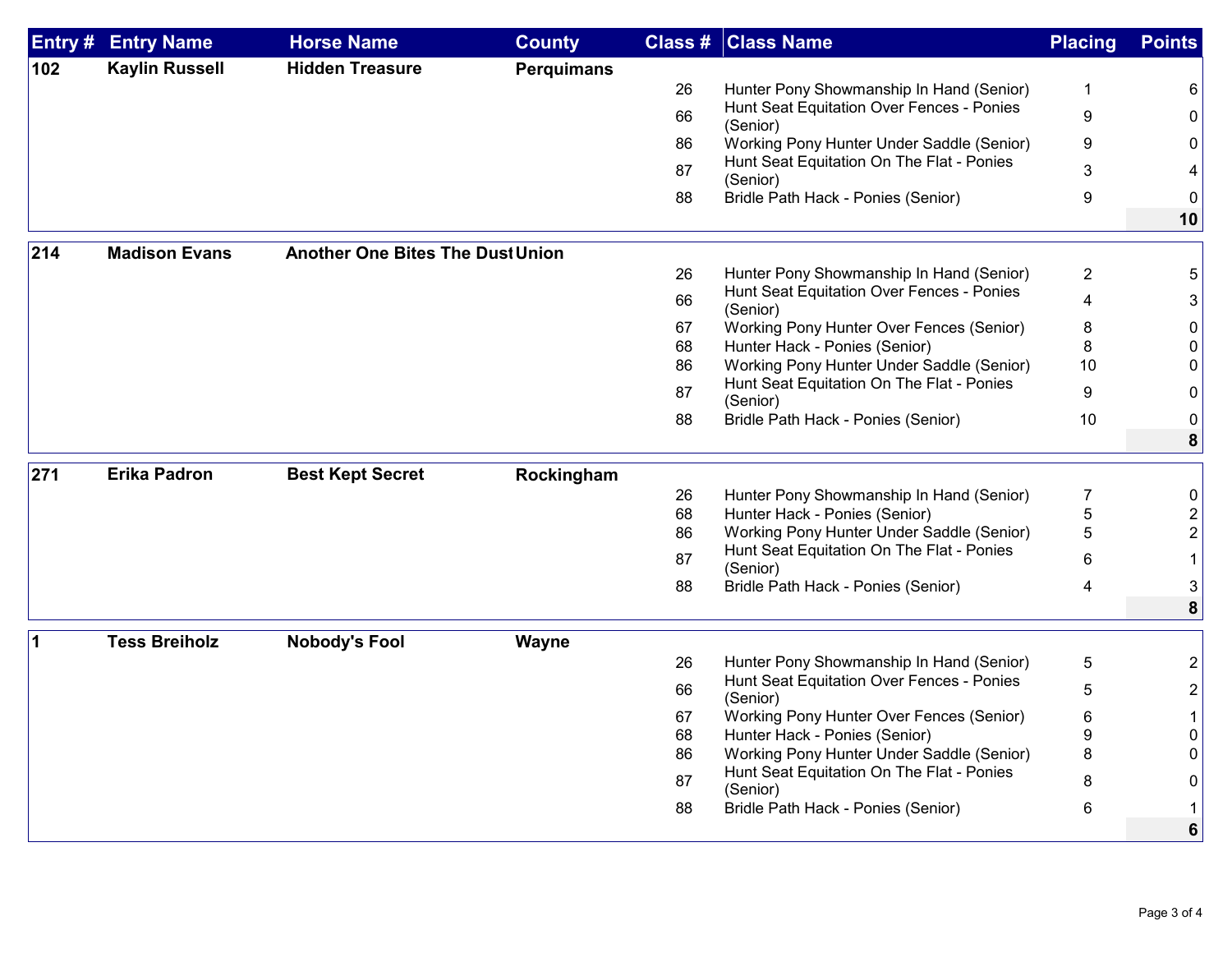| Entry # | Entry Name | Horse Name | County | Class # | Class Name | Placing | Points |
|---|---|---|---|---|---|---|---|
| **102** | **Kaylin Russell** | **Hidden Treasure** | **Perquimans** | | | | |
| | | | | 26 | Hunter Pony Showmanship In Hand (Senior) | 1 | 6 |
| | | | | 66 | Hunt Seat Equitation Over Fences - Ponies (Senior) | 9 | 0 |
| | | | | 86 | Working Pony Hunter Under Saddle (Senior) | 9 | 0 |
| | | | | 87 | Hunt Seat Equitation On The Flat - Ponies (Senior) | 3 | 4 |
| | | | | 88 | Bridle Path Hack - Ponies (Senior) | 9 | 0 |
| | | | | | | | **10** |
| **214** | **Madison Evans** | **Another One Bites The Dust** | **Union** | | | | |
| | | | | 26 | Hunter Pony Showmanship In Hand (Senior) | 2 | 5 |
| | | | | 66 | Hunt Seat Equitation Over Fences - Ponies (Senior) | 4 | 3 |
| | | | | 67 | Working Pony Hunter Over Fences (Senior) | 8 | 0 |
| | | | | 68 | Hunter Hack - Ponies (Senior) | 8 | 0 |
| | | | | 86 | Working Pony Hunter Under Saddle (Senior) | 10 | 0 |
| | | | | 87 | Hunt Seat Equitation On The Flat - Ponies (Senior) | 9 | 0 |
| | | | | 88 | Bridle Path Hack - Ponies (Senior) | 10 | 0 |
| | | | | | | | **8** |
| **271** | **Erika Padron** | **Best Kept Secret** | **Rockingham** | | | | |
| | | | | 26 | Hunter Pony Showmanship In Hand (Senior) | 7 | 0 |
| | | | | 68 | Hunter Hack - Ponies (Senior) | 5 | 2 |
| | | | | 86 | Working Pony Hunter Under Saddle (Senior) | 5 | 2 |
| | | | | 87 | Hunt Seat Equitation On The Flat - Ponies (Senior) | 6 | 1 |
| | | | | 88 | Bridle Path Hack - Ponies (Senior) | 4 | 3 |
| | | | | | | | **8** |
| **1** | **Tess Breiholz** | **Nobody's Fool** | **Wayne** | | | | |
| | | | | 26 | Hunter Pony Showmanship In Hand (Senior) | 5 | 2 |
| | | | | 66 | Hunt Seat Equitation Over Fences - Ponies (Senior) | 5 | 2 |
| | | | | 67 | Working Pony Hunter Over Fences (Senior) | 6 | 1 |
| | | | | 68 | Hunter Hack - Ponies (Senior) | 9 | 0 |
| | | | | 86 | Working Pony Hunter Under Saddle (Senior) | 8 | 0 |
| | | | | 87 | Hunt Seat Equitation On The Flat - Ponies (Senior) | 8 | 0 |
| | | | | 88 | Bridle Path Hack - Ponies (Senior) | 6 | 1 |
| | | | | | | | **6** |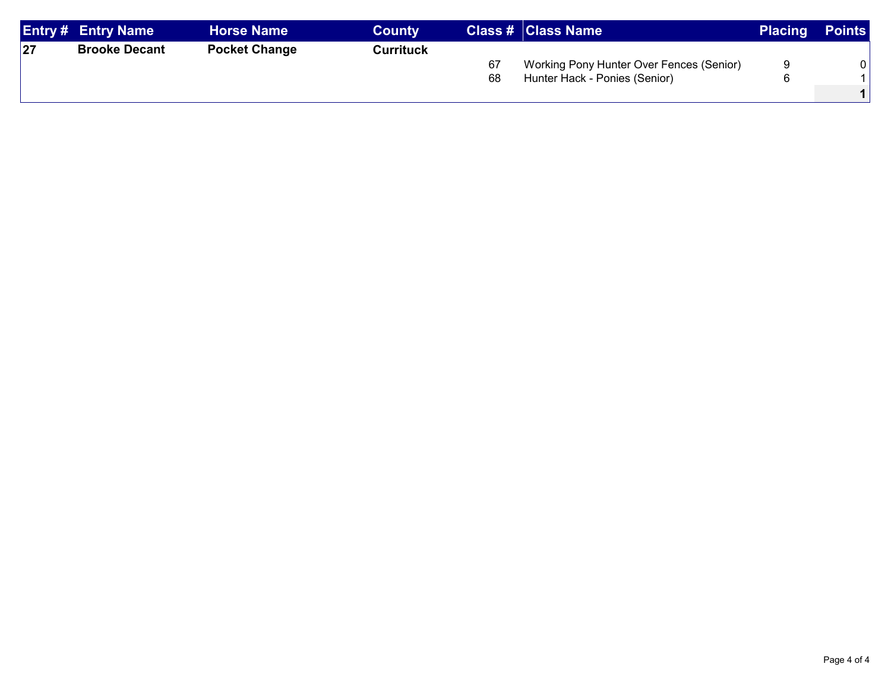| Entry # | Entry Name | Horse Name | County | Class # | Class Name | Placing | Points |
|---|---|---|---|---|---|---|---|
| **27** | **Brooke Decant** | **Pocket Change** | **Currituck** | | | | |
| | | | | 67 | Working Pony Hunter Over Fences (Senior) | 9 | 0 |
| | | | | 68 | Hunter Hack - Ponies (Senior) | 6 | 1 |
| | | | | | | | **1** |